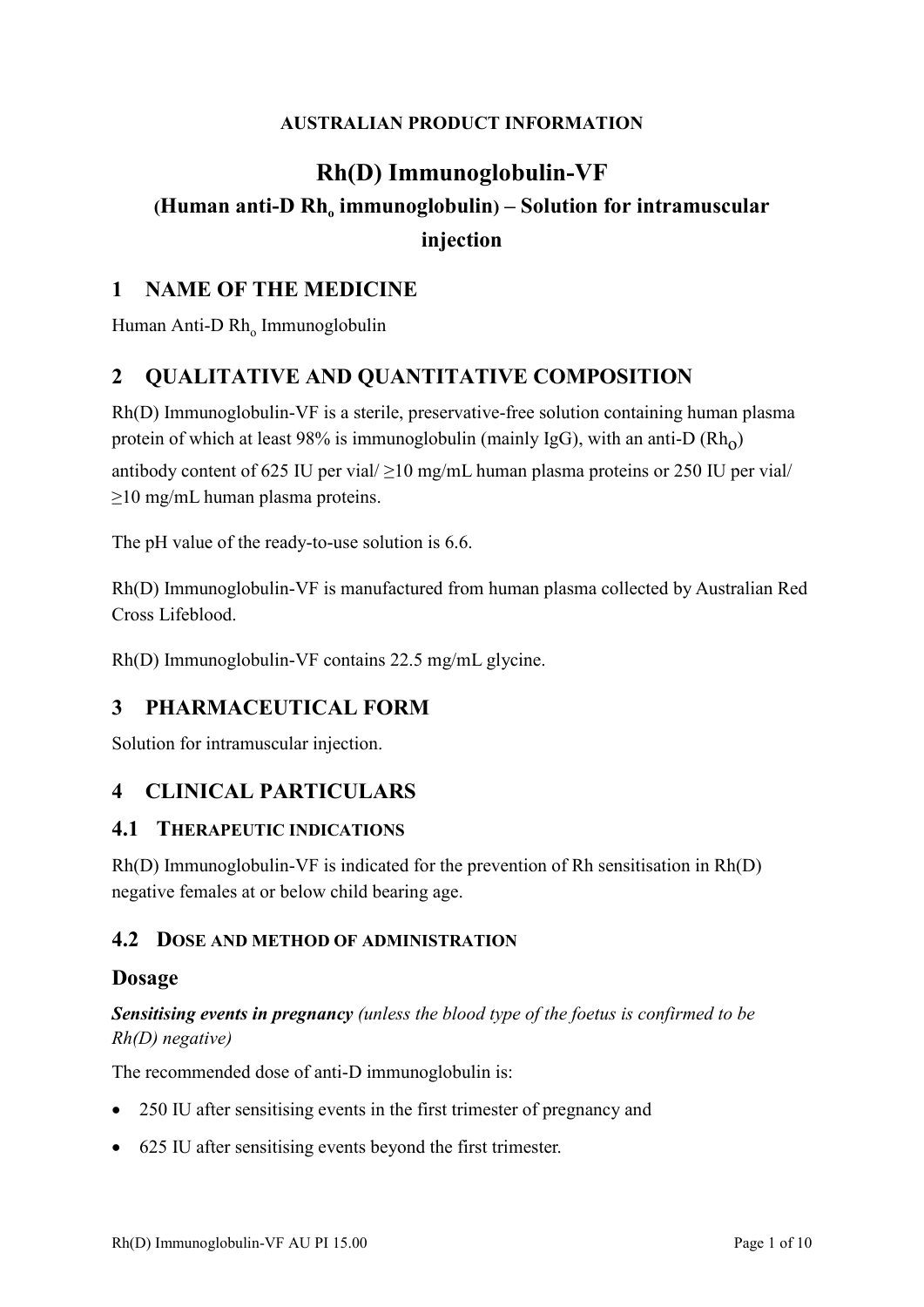**AUSTRALIAN PRODUCT INFORMATION**

# Rh(D) Immunoglobulin-VF

## (Human anti-D $Rh_o$ immunoglobulin) – Solution for intramuscular injection

## 1 NAME OF THE MEDICINE

Human Anti-D $Rh_o$ Immunoglobulin

## 2 QUALITATIVE AND QUANTITATIVE COMPOSITION

Rh(D) Immunoglobulin-VF is a sterile, preservative-free solution containing human plasma protein of which at least 98% is immunoglobulin (mainly IgG), with an anti-D ($Rh_O$) antibody content of 625 IU per vial/ ≥10 mg/mL human plasma proteins or 250 IU per vial/ ≥10 mg/mL human plasma proteins.

The pH value of the ready-to-use solution is 6.6.

Rh(D) Immunoglobulin-VF is manufactured from human plasma collected by Australian Red Cross Lifeblood.

Rh(D) Immunoglobulin-VF contains 22.5 mg/mL glycine.

## 3 PHARMACEUTICAL FORM

Solution for intramuscular injection.

## 4 CLINICAL PARTICULARS

### 4.1 THERAPEUTIC INDICATIONS

Rh(D) Immunoglobulin-VF is indicated for the prevention of Rh sensitisation in Rh(D) negative females at or below child bearing age.

### 4.2 DOSE AND METHOD OF ADMINISTRATION

### Dosage

***Sensitising events in pregnancy*** *(unless the blood type of the foetus is confirmed to be Rh(D) negative)*

The recommended dose of anti-D immunoglobulin is:

- 250 IU after sensitising events in the first trimester of pregnancy and
- 625 IU after sensitising events beyond the first trimester.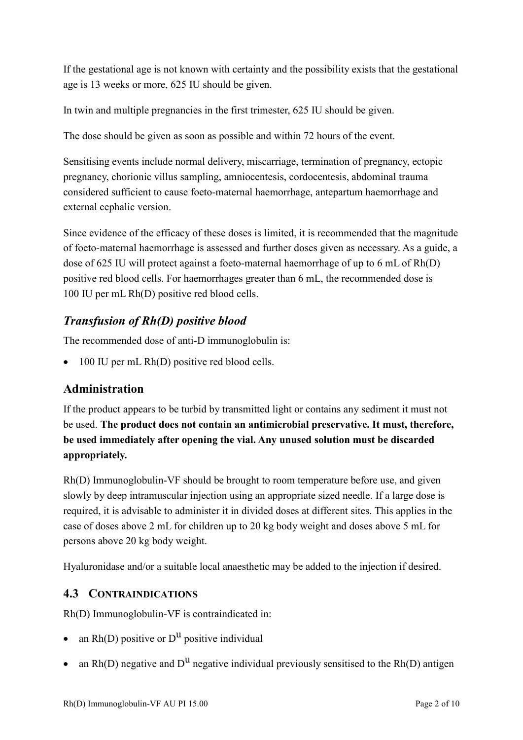If the gestational age is not known with certainty and the possibility exists that the gestational age is 13 weeks or more, 625 IU should be given.

In twin and multiple pregnancies in the first trimester, 625 IU should be given.

The dose should be given as soon as possible and within 72 hours of the event.

Sensitising events include normal delivery, miscarriage, termination of pregnancy, ectopic pregnancy, chorionic villus sampling, amniocentesis, cordocentesis, abdominal trauma considered sufficient to cause foeto-maternal haemorrhage, antepartum haemorrhage and external cephalic version.

Since evidence of the efficacy of these doses is limited, it is recommended that the magnitude of foeto-maternal haemorrhage is assessed and further doses given as necessary. As a guide, a dose of 625 IU will protect against a foeto-maternal haemorrhage of up to 6 mL of Rh(D) positive red blood cells. For haemorrhages greater than 6 mL, the recommended dose is 100 IU per mL Rh(D) positive red blood cells.

### *Transfusion of Rh(D) positive blood*

The recommended dose of anti-D immunoglobulin is:

- 100 IU per mL Rh(D) positive red blood cells.

## Administration

If the product appears to be turbid by transmitted light or contains any sediment it must not be used. **The product does not contain an antimicrobial preservative. It must, therefore, be used immediately after opening the vial. Any unused solution must be discarded appropriately.**

Rh(D) Immunoglobulin-VF should be brought to room temperature before use, and given slowly by deep intramuscular injection using an appropriate sized needle. If a large dose is required, it is advisable to administer it in divided doses at different sites. This applies in the case of doses above 2 mL for children up to 20 kg body weight and doses above 5 mL for persons above 20 kg body weight.

Hyaluronidase and/or a suitable local anaesthetic may be added to the injection if desired.

## 4.3 CONTRAINDICATIONS

Rh(D) Immunoglobulin-VF is contraindicated in:

- an Rh(D) positive or $D^u$ positive individual
- an Rh(D) negative and $D^u$ negative individual previously sensitised to the Rh(D) antigen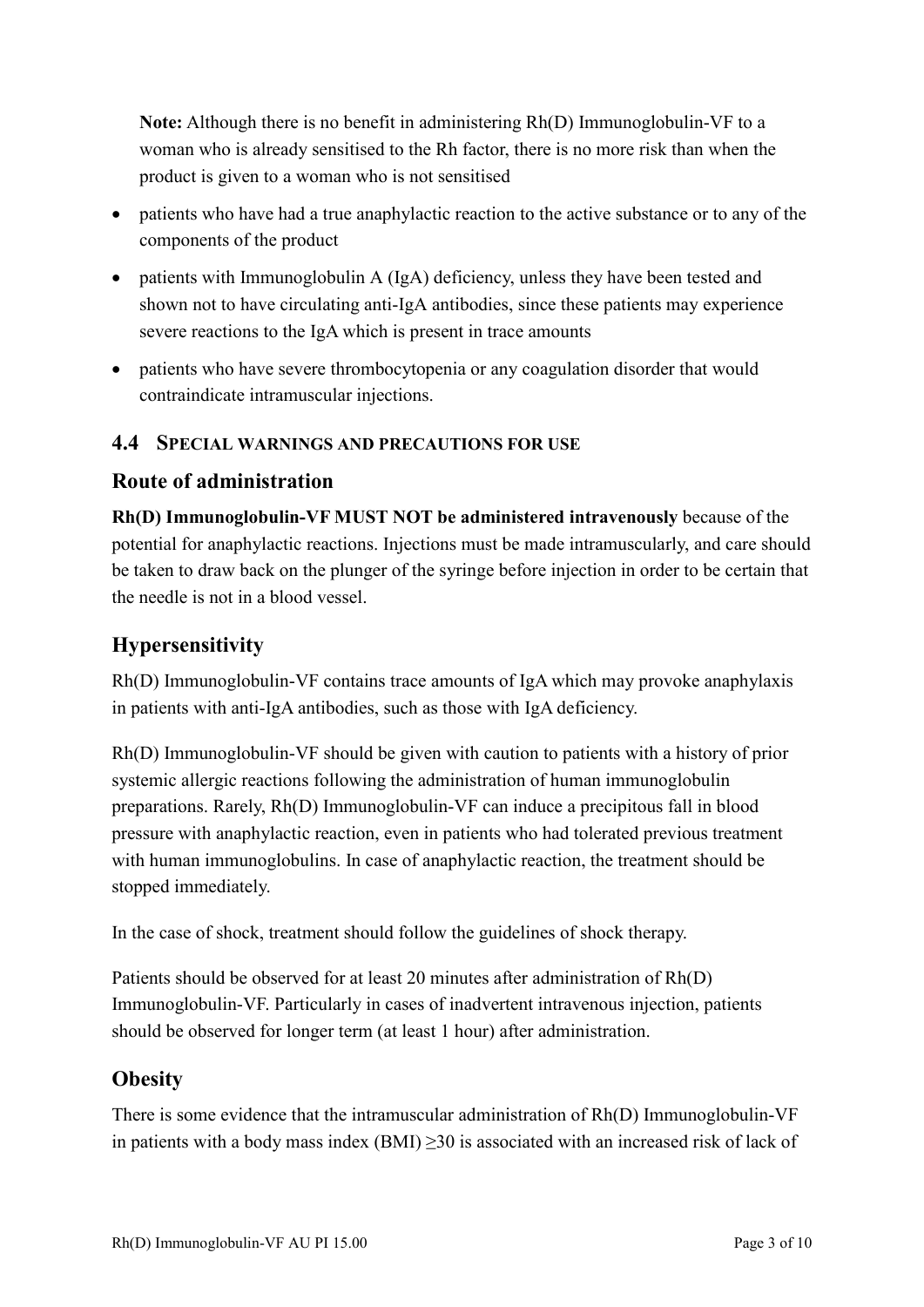**Note:** Although there is no benefit in administering Rh(D) Immunoglobulin-VF to a woman who is already sensitised to the Rh factor, there is no more risk than when the product is given to a woman who is not sensitised

- patients who have had a true anaphylactic reaction to the active substance or to any of the components of the product
- patients with Immunoglobulin A (IgA) deficiency, unless they have been tested and shown not to have circulating anti-IgA antibodies, since these patients may experience severe reactions to the IgA which is present in trace amounts
- patients who have severe thrombocytopenia or any coagulation disorder that would contraindicate intramuscular injections.

### 4.4 SPECIAL WARNINGS AND PRECAUTIONS FOR USE

## Route of administration

**Rh(D) Immunoglobulin-VF MUST NOT be administered intravenously** because of the potential for anaphylactic reactions. Injections must be made intramuscularly, and care should be taken to draw back on the plunger of the syringe before injection in order to be certain that the needle is not in a blood vessel.

## Hypersensitivity

Rh(D) Immunoglobulin-VF contains trace amounts of IgA which may provoke anaphylaxis in patients with anti-IgA antibodies, such as those with IgA deficiency.

Rh(D) Immunoglobulin-VF should be given with caution to patients with a history of prior systemic allergic reactions following the administration of human immunoglobulin preparations. Rarely, Rh(D) Immunoglobulin-VF can induce a precipitous fall in blood pressure with anaphylactic reaction, even in patients who had tolerated previous treatment with human immunoglobulins. In case of anaphylactic reaction, the treatment should be stopped immediately.

In the case of shock, treatment should follow the guidelines of shock therapy.

Patients should be observed for at least 20 minutes after administration of Rh(D) Immunoglobulin-VF. Particularly in cases of inadvertent intravenous injection, patients should be observed for longer term (at least 1 hour) after administration.

## Obesity

There is some evidence that the intramuscular administration of Rh(D) Immunoglobulin-VF in patients with a body mass index (BMI) $\geq 30$ is associated with an increased risk of lack of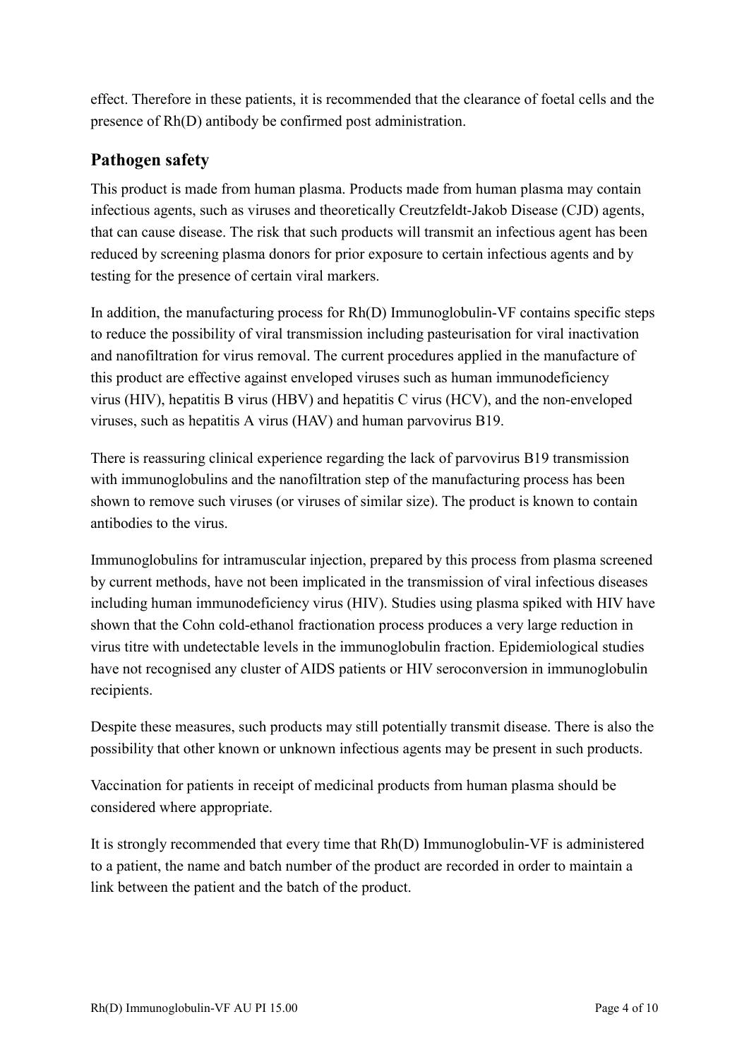effect. Therefore in these patients, it is recommended that the clearance of foetal cells and the presence of Rh(D) antibody be confirmed post administration.

## Pathogen safety

This product is made from human plasma. Products made from human plasma may contain infectious agents, such as viruses and theoretically Creutzfeldt-Jakob Disease (CJD) agents, that can cause disease. The risk that such products will transmit an infectious agent has been reduced by screening plasma donors for prior exposure to certain infectious agents and by testing for the presence of certain viral markers.

In addition, the manufacturing process for Rh(D) Immunoglobulin-VF contains specific steps to reduce the possibility of viral transmission including pasteurisation for viral inactivation and nanofiltration for virus removal. The current procedures applied in the manufacture of this product are effective against enveloped viruses such as human immunodeficiency virus (HIV), hepatitis B virus (HBV) and hepatitis C virus (HCV), and the non-enveloped viruses, such as hepatitis A virus (HAV) and human parvovirus B19.

There is reassuring clinical experience regarding the lack of parvovirus B19 transmission with immunoglobulins and the nanofiltration step of the manufacturing process has been shown to remove such viruses (or viruses of similar size). The product is known to contain antibodies to the virus.

Immunoglobulins for intramuscular injection, prepared by this process from plasma screened by current methods, have not been implicated in the transmission of viral infectious diseases including human immunodeficiency virus (HIV). Studies using plasma spiked with HIV have shown that the Cohn cold-ethanol fractionation process produces a very large reduction in virus titre with undetectable levels in the immunoglobulin fraction. Epidemiological studies have not recognised any cluster of AIDS patients or HIV seroconversion in immunoglobulin recipients.

Despite these measures, such products may still potentially transmit disease. There is also the possibility that other known or unknown infectious agents may be present in such products.

Vaccination for patients in receipt of medicinal products from human plasma should be considered where appropriate.

It is strongly recommended that every time that Rh(D) Immunoglobulin-VF is administered to a patient, the name and batch number of the product are recorded in order to maintain a link between the patient and the batch of the product.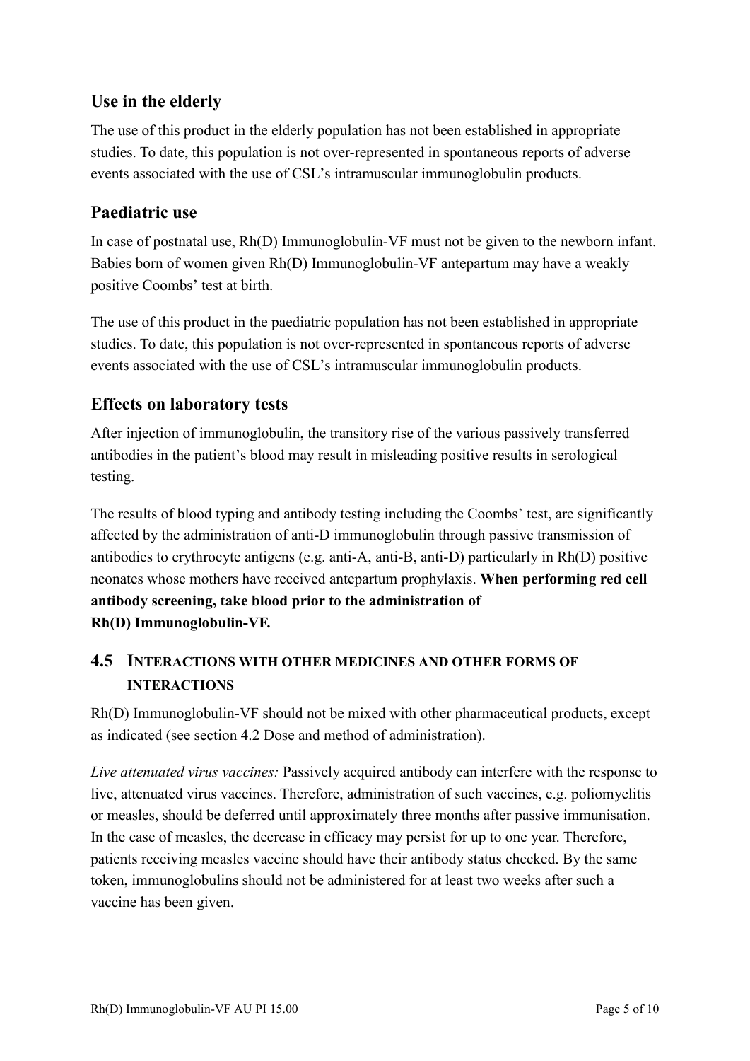## Use in the elderly

The use of this product in the elderly population has not been established in appropriate studies. To date, this population is not over-represented in spontaneous reports of adverse events associated with the use of CSL's intramuscular immunoglobulin products.

## Paediatric use

In case of postnatal use, Rh(D) Immunoglobulin-VF must not be given to the newborn infant. Babies born of women given Rh(D) Immunoglobulin-VF antepartum may have a weakly positive Coombs' test at birth.

The use of this product in the paediatric population has not been established in appropriate studies. To date, this population is not over-represented in spontaneous reports of adverse events associated with the use of CSL's intramuscular immunoglobulin products.

## Effects on laboratory tests

After injection of immunoglobulin, the transitory rise of the various passively transferred antibodies in the patient's blood may result in misleading positive results in serological testing.

The results of blood typing and antibody testing including the Coombs' test, are significantly affected by the administration of anti-D immunoglobulin through passive transmission of antibodies to erythrocyte antigens (e.g. anti-A, anti-B, anti-D) particularly in Rh(D) positive neonates whose mothers have received antepartum prophylaxis. **When performing red cell antibody screening, take blood prior to the administration of Rh(D) Immunoglobulin-VF.**

## 4.5 Interactions with other medicines and other forms of interactions

Rh(D) Immunoglobulin-VF should not be mixed with other pharmaceutical products, except as indicated (see section 4.2 Dose and method of administration).

*Live attenuated virus vaccines:* Passively acquired antibody can interfere with the response to live, attenuated virus vaccines. Therefore, administration of such vaccines, e.g. poliomyelitis or measles, should be deferred until approximately three months after passive immunisation. In the case of measles, the decrease in efficacy may persist for up to one year. Therefore, patients receiving measles vaccine should have their antibody status checked. By the same token, immunoglobulins should not be administered for at least two weeks after such a vaccine has been given.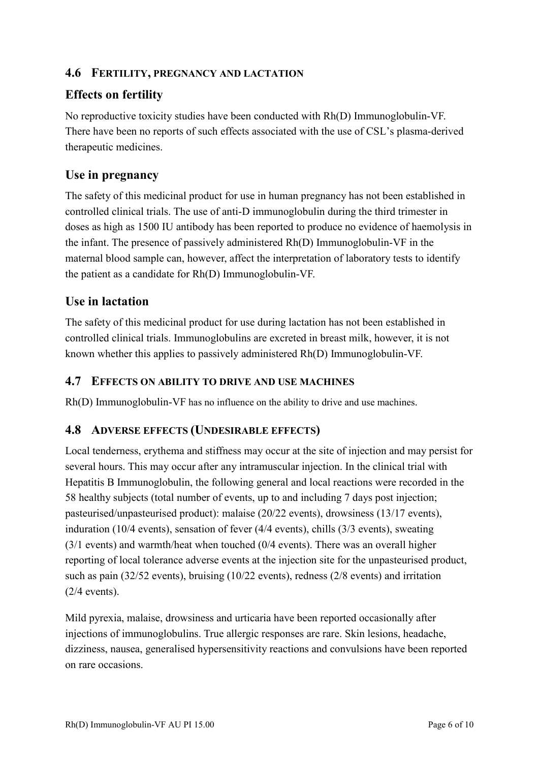## 4.6 FERTILITY, PREGNANCY AND LACTATION

### Effects on fertility

No reproductive toxicity studies have been conducted with Rh(D) Immunoglobulin-VF. There have been no reports of such effects associated with the use of CSL's plasma-derived therapeutic medicines.

### Use in pregnancy

The safety of this medicinal product for use in human pregnancy has not been established in controlled clinical trials. The use of anti-D immunoglobulin during the third trimester in doses as high as 1500 IU antibody has been reported to produce no evidence of haemolysis in the infant. The presence of passively administered Rh(D) Immunoglobulin-VF in the maternal blood sample can, however, affect the interpretation of laboratory tests to identify the patient as a candidate for Rh(D) Immunoglobulin-VF.

### Use in lactation

The safety of this medicinal product for use during lactation has not been established in controlled clinical trials. Immunoglobulins are excreted in breast milk, however, it is not known whether this applies to passively administered Rh(D) Immunoglobulin-VF.

## 4.7 EFFECTS ON ABILITY TO DRIVE AND USE MACHINES

Rh(D) Immunoglobulin-VF has no influence on the ability to drive and use machines.

## 4.8 ADVERSE EFFECTS (UNDESIRABLE EFFECTS)

Local tenderness, erythema and stiffness may occur at the site of injection and may persist for several hours. This may occur after any intramuscular injection. In the clinical trial with Hepatitis B Immunoglobulin, the following general and local reactions were recorded in the 58 healthy subjects (total number of events, up to and including 7 days post injection; pasteurised/unpasteurised product): malaise (20/22 events), drowsiness (13/17 events), induration (10/4 events), sensation of fever (4/4 events), chills (3/3 events), sweating (3/1 events) and warmth/heat when touched (0/4 events). There was an overall higher reporting of local tolerance adverse events at the injection site for the unpasteurised product, such as pain (32/52 events), bruising (10/22 events), redness (2/8 events) and irritation (2/4 events).

Mild pyrexia, malaise, drowsiness and urticaria have been reported occasionally after injections of immunoglobulins. True allergic responses are rare. Skin lesions, headache, dizziness, nausea, generalised hypersensitivity reactions and convulsions have been reported on rare occasions.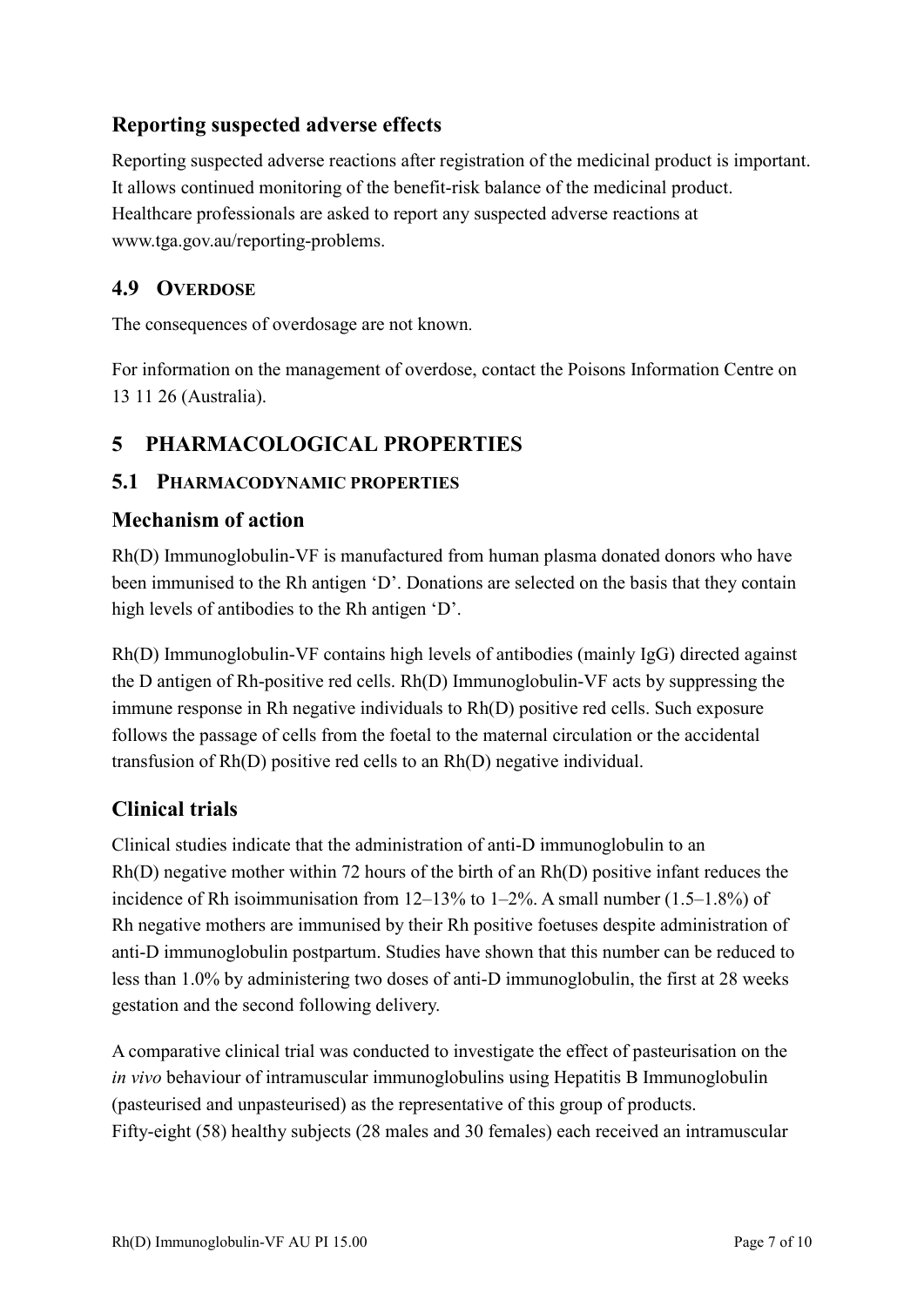## Reporting suspected adverse effects

Reporting suspected adverse reactions after registration of the medicinal product is important. It allows continued monitoring of the benefit-risk balance of the medicinal product. Healthcare professionals are asked to report any suspected adverse reactions at www.tga.gov.au/reporting-problems.

### 4.9 OVERDOSE

The consequences of overdosage are not known.

For information on the management of overdose, contact the Poisons Information Centre on 13 11 26 (Australia).

# 5 PHARMACOLOGICAL PROPERTIES

### 5.1 PHARMACODYNAMIC PROPERTIES

## Mechanism of action

Rh(D) Immunoglobulin-VF is manufactured from human plasma donated donors who have been immunised to the Rh antigen 'D'. Donations are selected on the basis that they contain high levels of antibodies to the Rh antigen 'D'.

Rh(D) Immunoglobulin-VF contains high levels of antibodies (mainly IgG) directed against the D antigen of Rh-positive red cells. Rh(D) Immunoglobulin-VF acts by suppressing the immune response in Rh negative individuals to Rh(D) positive red cells. Such exposure follows the passage of cells from the foetal to the maternal circulation or the accidental transfusion of Rh(D) positive red cells to an Rh(D) negative individual.

## Clinical trials

Clinical studies indicate that the administration of anti-D immunoglobulin to an Rh(D) negative mother within 72 hours of the birth of an Rh(D) positive infant reduces the incidence of Rh isoimmunisation from 12–13% to 1–2%. A small number (1.5–1.8%) of Rh negative mothers are immunised by their Rh positive foetuses despite administration of anti-D immunoglobulin postpartum. Studies have shown that this number can be reduced to less than 1.0% by administering two doses of anti-D immunoglobulin, the first at 28 weeks gestation and the second following delivery.

A comparative clinical trial was conducted to investigate the effect of pasteurisation on the *in vivo* behaviour of intramuscular immunoglobulins using Hepatitis B Immunoglobulin (pasteurised and unpasteurised) as the representative of this group of products. Fifty-eight (58) healthy subjects (28 males and 30 females) each received an intramuscular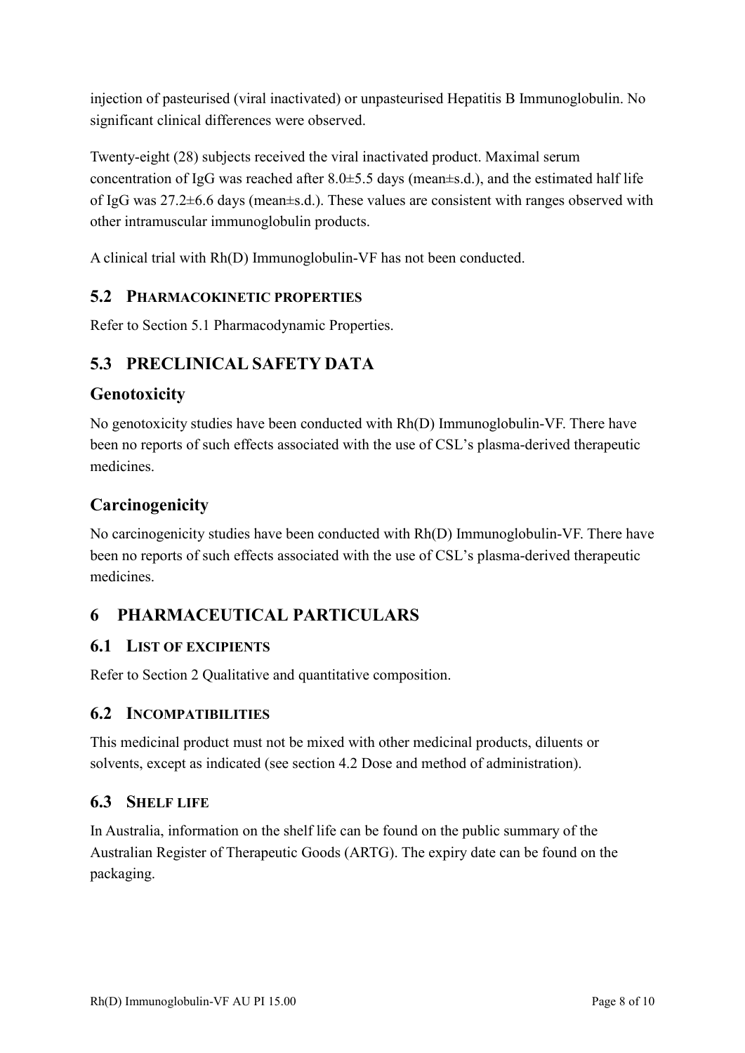injection of pasteurised (viral inactivated) or unpasteurised Hepatitis B Immunoglobulin. No significant clinical differences were observed.

Twenty-eight (28) subjects received the viral inactivated product. Maximal serum concentration of IgG was reached after 8.0±5.5 days (mean±s.d.), and the estimated half life of IgG was 27.2±6.6 days (mean±s.d.). These values are consistent with ranges observed with other intramuscular immunoglobulin products.

A clinical trial with Rh(D) Immunoglobulin-VF has not been conducted.

### 5.2 PHARMACOKINETIC PROPERTIES

Refer to Section 5.1 Pharmacodynamic Properties.

## 5.3 PRECLINICAL SAFETY DATA

### Genotoxicity

No genotoxicity studies have been conducted with Rh(D) Immunoglobulin-VF. There have been no reports of such effects associated with the use of CSL's plasma-derived therapeutic medicines.

### Carcinogenicity

No carcinogenicity studies have been conducted with Rh(D) Immunoglobulin-VF. There have been no reports of such effects associated with the use of CSL's plasma-derived therapeutic medicines.

## 6 PHARMACEUTICAL PARTICULARS

### 6.1 LIST OF EXCIPIENTS

Refer to Section 2 Qualitative and quantitative composition.

### 6.2 INCOMPATIBILITIES

This medicinal product must not be mixed with other medicinal products, diluents or solvents, except as indicated (see section 4.2 Dose and method of administration).

### 6.3 SHELF LIFE

In Australia, information on the shelf life can be found on the public summary of the Australian Register of Therapeutic Goods (ARTG). The expiry date can be found on the packaging.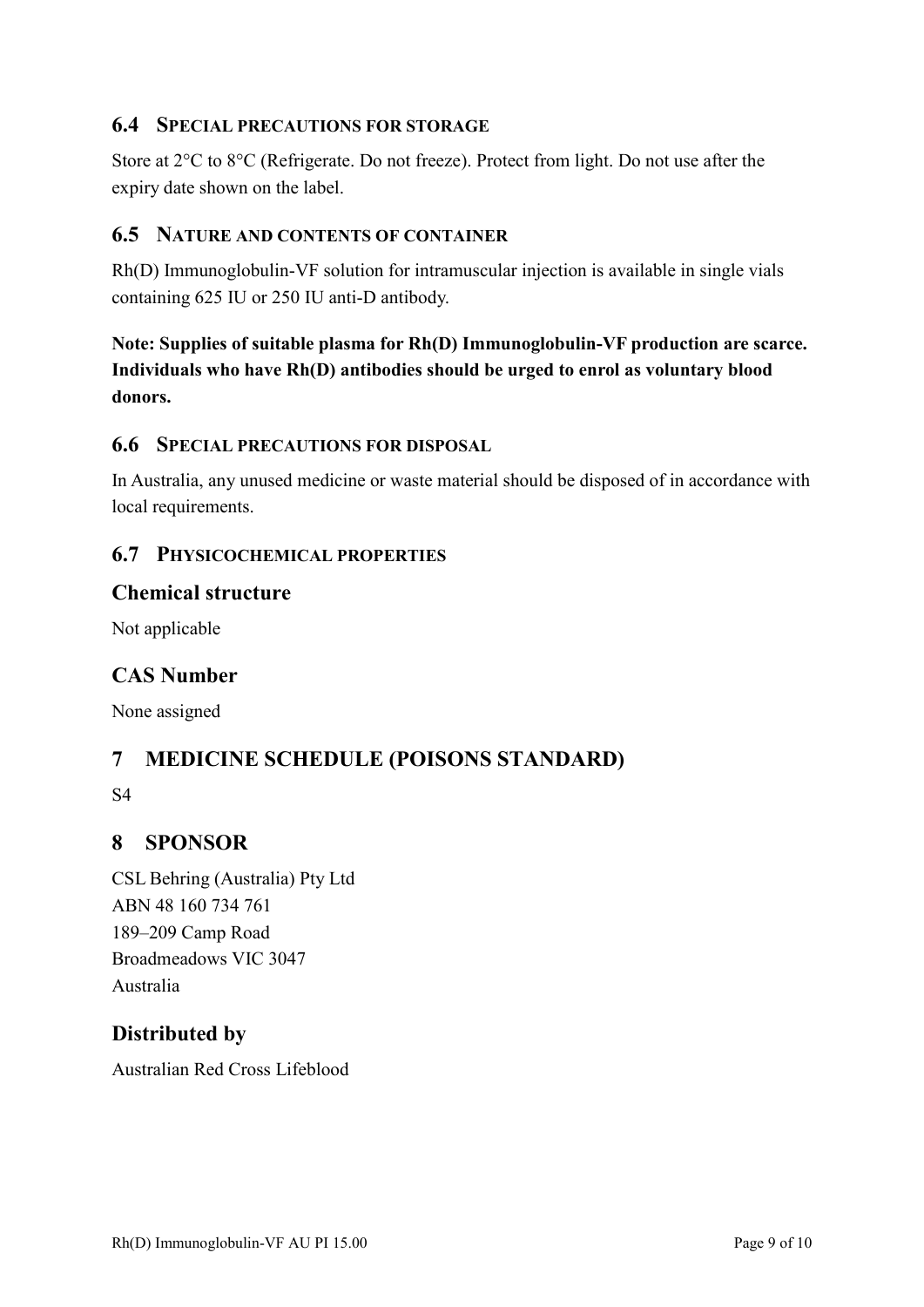### 6.4 Special precautions for storage

Store at 2°C to 8°C (Refrigerate. Do not freeze). Protect from light. Do not use after the expiry date shown on the label.

### 6.5 Nature and contents of container

Rh(D) Immunoglobulin-VF solution for intramuscular injection is available in single vials containing 625 IU or 250 IU anti-D antibody.

**Note: Supplies of suitable plasma for Rh(D) Immunoglobulin-VF production are scarce. Individuals who have Rh(D) antibodies should be urged to enrol as voluntary blood donors.**

### 6.6 Special precautions for disposal

In Australia, any unused medicine or waste material should be disposed of in accordance with local requirements.

### 6.7 Physicochemical properties

#### Chemical structure

Not applicable

#### CAS Number

None assigned

## 7 MEDICINE SCHEDULE (POISONS STANDARD)

S4

## 8 SPONSOR

CSL Behring (Australia) Pty Ltd
ABN 48 160 734 761
189–209 Camp Road
Broadmeadows VIC 3047
Australia

#### Distributed by

Australian Red Cross Lifeblood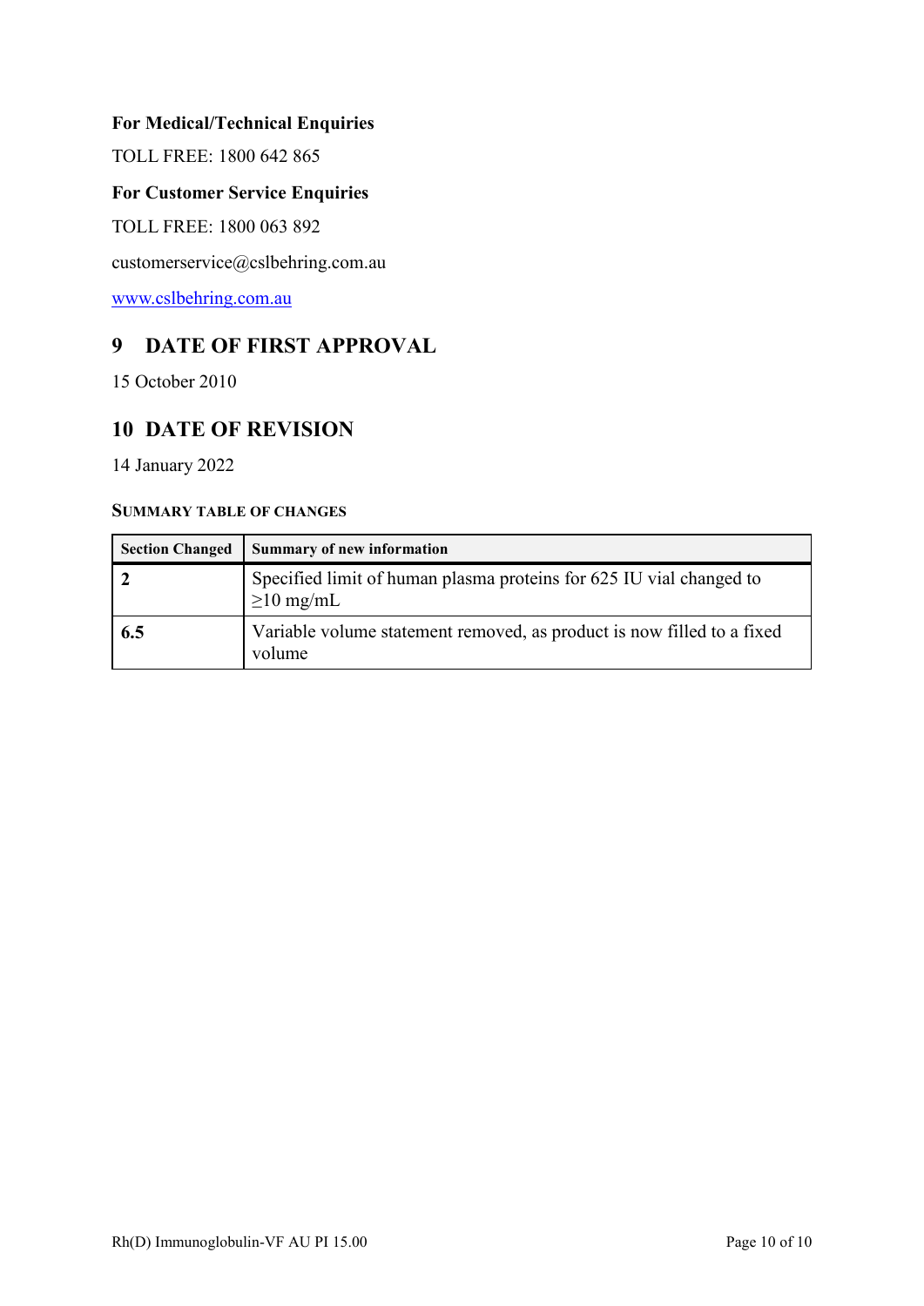**For Medical/Technical Enquiries**

TOLL FREE: 1800 642 865

**For Customer Service Enquiries**

TOLL FREE: 1800 063 892

customerservice@cslbehring.com.au

www.cslbehring.com.au

## 9 DATE OF FIRST APPROVAL

15 October 2010

## 10 DATE OF REVISION

14 January 2022

### SUMMARY TABLE OF CHANGES

| Section Changed | Summary of new information |
|---|---|
| **2** | Specified limit of human plasma proteins for 625 IU vial changed to ≥10 mg/mL |
| **6.5** | Variable volume statement removed, as product is now filled to a fixed volume |